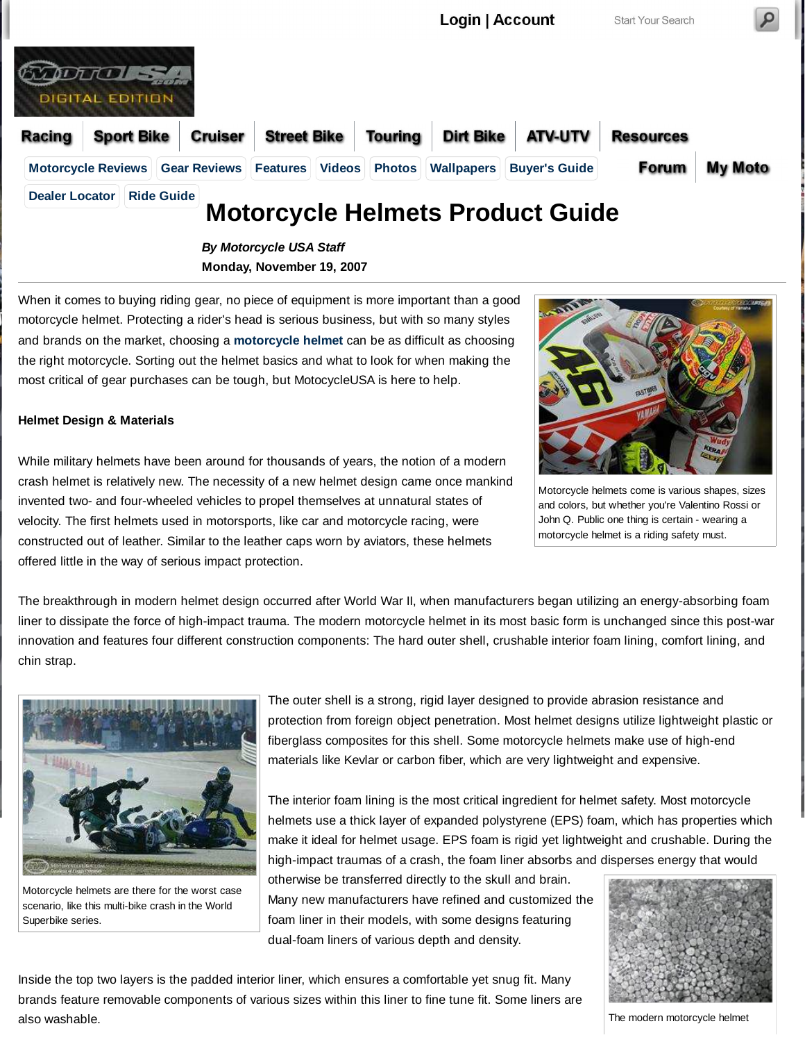# Motorcycle Helmets Product Guide

***By Motorcycle USA Staff***
**Monday, November 19, 2007**

When it comes to buying riding gear, no piece of equipment is more important than a good motorcycle helmet. Protecting a rider's head is serious business, but with so many styles and brands on the market, choosing a **motorcycle helmet** can be as difficult as choosing the right motorcycle. Sorting out the helmet basics and what to look for when making the most critical of gear purchases can be tough, but MotocycleUSA is here to help.

Motorcycle helmets come is various shapes, sizes and colors, but whether you're Valentino Rossi or John Q. Public one thing is certain - wearing a motorcycle helmet is a riding safety must.

**Helmet Design & Materials**

While military helmets have been around for thousands of years, the notion of a modern crash helmet is relatively new. The necessity of a new helmet design came once mankind invented two- and four-wheeled vehicles to propel themselves at unnatural states of velocity. The first helmets used in motorsports, like car and motorcycle racing, were constructed out of leather. Similar to the leather caps worn by aviators, these helmets offered little in the way of serious impact protection.

The breakthrough in modern helmet design occurred after World War II, when manufacturers began utilizing an energy-absorbing foam liner to dissipate the force of high-impact trauma. The modern motorcycle helmet in its most basic form is unchanged since this post-war innovation and features four different construction components: The hard outer shell, crushable interior foam lining, comfort lining, and chin strap.

Motorcycle helmets are there for the worst case scenario, like this multi-bike crash in the World Superbike series.

The outer shell is a strong, rigid layer designed to provide abrasion resistance and protection from foreign object penetration. Most helmet designs utilize lightweight plastic or fiberglass composites for this shell. Some motorcycle helmets make use of high-end materials like Kevlar or carbon fiber, which are very lightweight and expensive.

The interior foam lining is the most critical ingredient for helmet safety. Most motorcycle helmets use a thick layer of expanded polystyrene (EPS) foam, which has properties which make it ideal for helmet usage. EPS foam is rigid yet lightweight and crushable. During the high-impact traumas of a crash, the foam liner absorbs and disperses energy that would otherwise be transferred directly to the skull and brain. Many new manufacturers have refined and customized the foam liner in their models, with some designs featuring dual-foam liners of various depth and density.

Inside the top two layers is the padded interior liner, which ensures a comfortable yet snug fit. Many brands feature removable components of various sizes within this liner to fine tune fit. Some liners are also washable.

The modern motorcycle helmet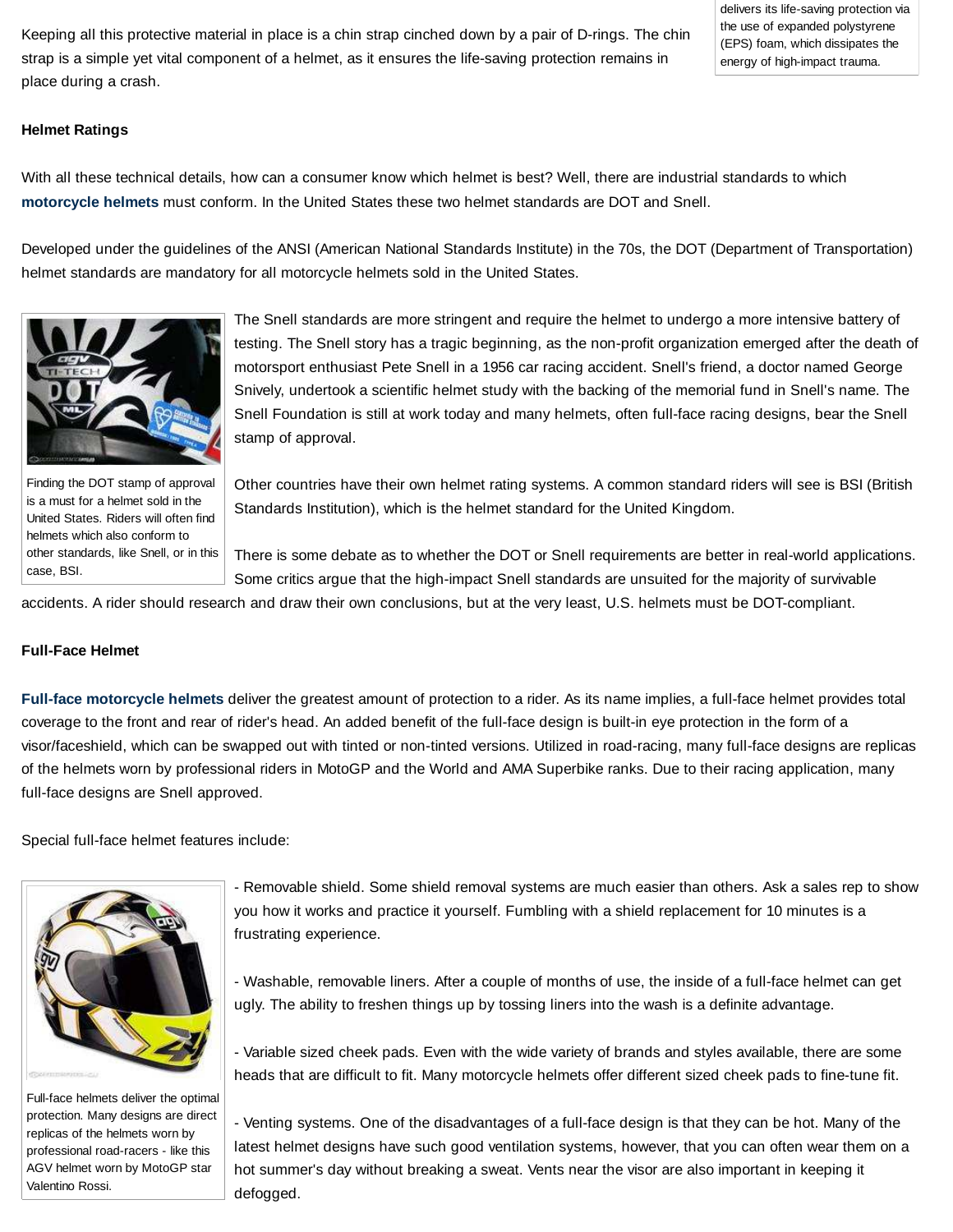delivers its life-saving protection via the use of expanded polystyrene (EPS) foam, which dissipates the energy of high-impact trauma.

Keeping all this protective material in place is a chin strap cinched down by a pair of D-rings. The chin strap is a simple yet vital component of a helmet, as it ensures the life-saving protection remains in place during a crash.

**Helmet Ratings**

With all these technical details, how can a consumer know which helmet is best? Well, there are industrial standards to which **motorcycle helmets** must conform. In the United States these two helmet standards are DOT and Snell.

Developed under the guidelines of the ANSI (American National Standards Institute) in the 70s, the DOT (Department of Transportation) helmet standards are mandatory for all motorcycle helmets sold in the United States.

Finding the DOT stamp of approval is a must for a helmet sold in the United States. Riders will often find helmets which also conform to other standards, like Snell, or in this case, BSI.

The Snell standards are more stringent and require the helmet to undergo a more intensive battery of testing. The Snell story has a tragic beginning, as the non-profit organization emerged after the death of motorsport enthusiast Pete Snell in a 1956 car racing accident. Snell's friend, a doctor named George Snively, undertook a scientific helmet study with the backing of the memorial fund in Snell's name. The Snell Foundation is still at work today and many helmets, often full-face racing designs, bear the Snell stamp of approval.

Other countries have their own helmet rating systems. A common standard riders will see is BSI (British Standards Institution), which is the helmet standard for the United Kingdom.

There is some debate as to whether the DOT or Snell requirements are better in real-world applications. Some critics argue that the high-impact Snell standards are unsuited for the majority of survivable accidents. A rider should research and draw their own conclusions, but at the very least, U.S. helmets must be DOT-compliant.

**Full-Face Helmet**

**Full-face motorcycle helmets** deliver the greatest amount of protection to a rider. As its name implies, a full-face helmet provides total coverage to the front and rear of rider's head. An added benefit of the full-face design is built-in eye protection in the form of a visor/faceshield, which can be swapped out with tinted or non-tinted versions. Utilized in road-racing, many full-face designs are replicas of the helmets worn by professional riders in MotoGP and the World and AMA Superbike ranks. Due to their racing application, many full-face designs are Snell approved.

Special full-face helmet features include:

Full-face helmets deliver the optimal protection. Many designs are direct replicas of the helmets worn by professional road-racers - like this AGV helmet worn by MotoGP star Valentino Rossi.

- Removable shield. Some shield removal systems are much easier than others. Ask a sales rep to show you how it works and practice it yourself. Fumbling with a shield replacement for 10 minutes is a frustrating experience.

- Washable, removable liners. After a couple of months of use, the inside of a full-face helmet can get ugly. The ability to freshen things up by tossing liners into the wash is a definite advantage.

- Variable sized cheek pads. Even with the wide variety of brands and styles available, there are some heads that are difficult to fit. Many motorcycle helmets offer different sized cheek pads to fine-tune fit.

- Venting systems. One of the disadvantages of a full-face design is that they can be hot. Many of the latest helmet designs have such good ventilation systems, however, that you can often wear them on a hot summer's day without breaking a sweat. Vents near the visor are also important in keeping it defogged.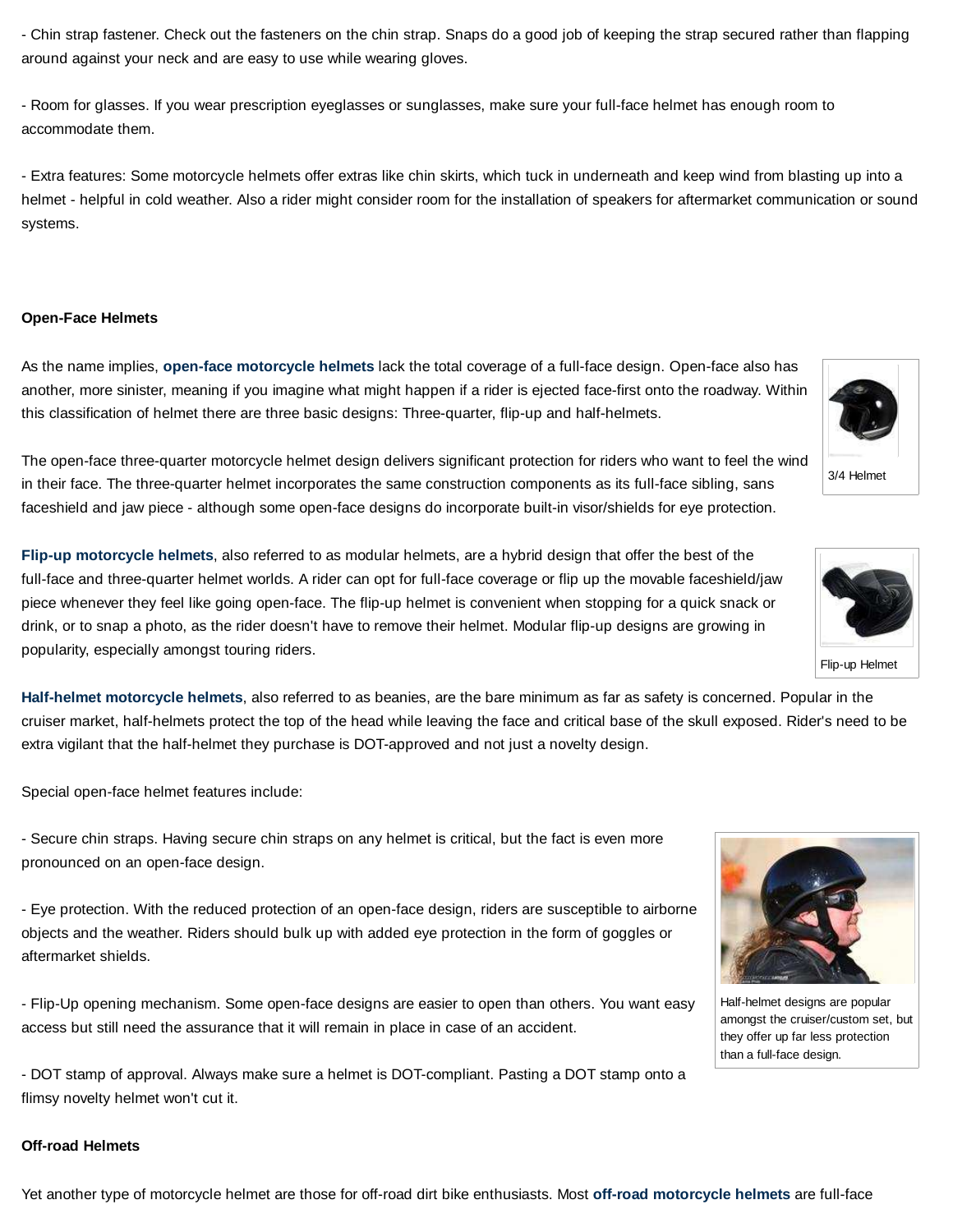- Chin strap fastener. Check out the fasteners on the chin strap. Snaps do a good job of keeping the strap secured rather than flapping around against your neck and are easy to use while wearing gloves.

- Room for glasses. If you wear prescription eyeglasses or sunglasses, make sure your full-face helmet has enough room to accommodate them.

- Extra features: Some motorcycle helmets offer extras like chin skirts, which tuck in underneath and keep wind from blasting up into a helmet - helpful in cold weather. Also a rider might consider room for the installation of speakers for aftermarket communication or sound systems.

**Open-Face Helmets**

As the name implies, **open-face motorcycle helmets** lack the total coverage of a full-face design. Open-face also has another, more sinister, meaning if you imagine what might happen if a rider is ejected face-first onto the roadway. Within this classification of helmet there are three basic designs: Three-quarter, flip-up and half-helmets.

3/4 Helmet

The open-face three-quarter motorcycle helmet design delivers significant protection for riders who want to feel the wind in their face. The three-quarter helmet incorporates the same construction components as its full-face sibling, sans faceshield and jaw piece - although some open-face designs do incorporate built-in visor/shields for eye protection.

**Flip-up motorcycle helmets**, also referred to as modular helmets, are a hybrid design that offer the best of the full-face and three-quarter helmet worlds. A rider can opt for full-face coverage or flip up the movable faceshield/jaw piece whenever they feel like going open-face. The flip-up helmet is convenient when stopping for a quick snack or drink, or to snap a photo, as the rider doesn't have to remove their helmet. Modular flip-up designs are growing in popularity, especially amongst touring riders.

Flip-up Helmet

**Half-helmet motorcycle helmets**, also referred to as beanies, are the bare minimum as far as safety is concerned. Popular in the cruiser market, half-helmets protect the top of the head while leaving the face and critical base of the skull exposed. Rider's need to be extra vigilant that the half-helmet they purchase is DOT-approved and not just a novelty design.

Special open-face helmet features include:

- Secure chin straps. Having secure chin straps on any helmet is critical, but the fact is even more pronounced on an open-face design.

- Eye protection. With the reduced protection of an open-face design, riders are susceptible to airborne objects and the weather. Riders should bulk up with added eye protection in the form of goggles or aftermarket shields.

- Flip-Up opening mechanism. Some open-face designs are easier to open than others. You want easy access but still need the assurance that it will remain in place in case of an accident.

- DOT stamp of approval. Always make sure a helmet is DOT-compliant. Pasting a DOT stamp onto a flimsy novelty helmet won't cut it.

Half-helmet designs are popular amongst the cruiser/custom set, but they offer up far less protection than a full-face design.

**Off-road Helmets**

Yet another type of motorcycle helmet are those for off-road dirt bike enthusiasts. Most **off-road motorcycle helmets** are full-face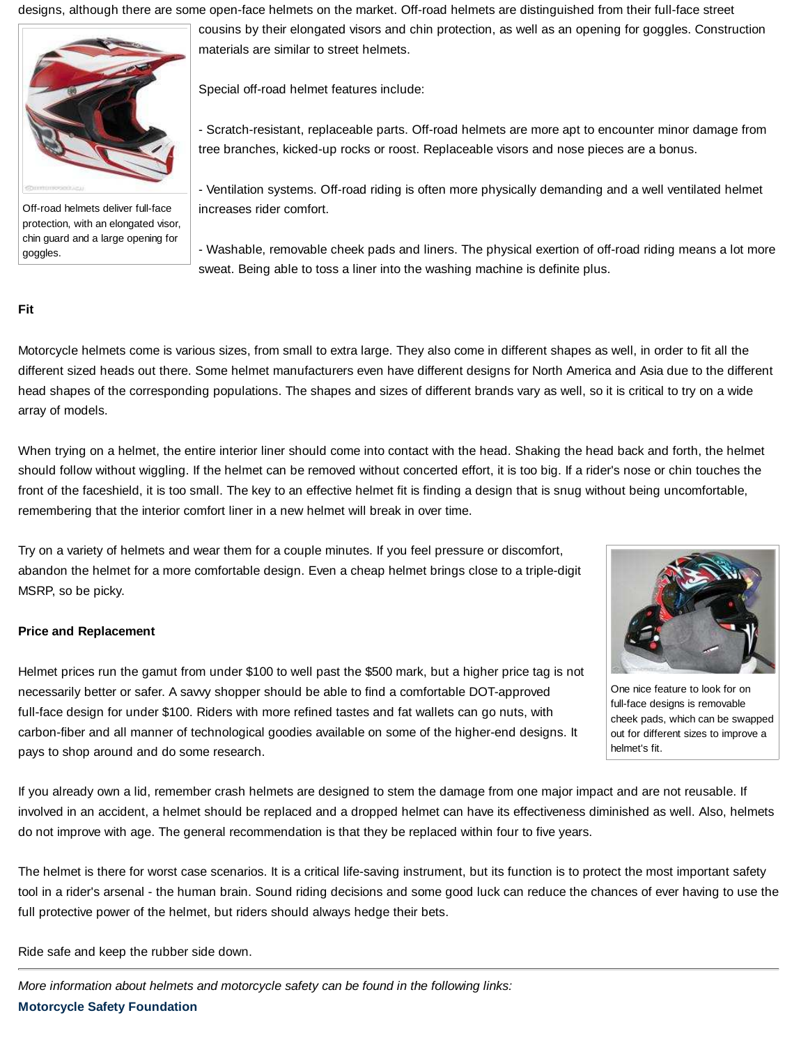designs, although there are some open-face helmets on the market. Off-road helmets are distinguished from their full-face street cousins by their elongated visors and chin protection, as well as an opening for goggles. Construction materials are similar to street helmets.

Off-road helmets deliver full-face protection, with an elongated visor, chin guard and a large opening for goggles.

Special off-road helmet features include:

- Scratch-resistant, replaceable parts. Off-road helmets are more apt to encounter minor damage from tree branches, kicked-up rocks or roost. Replaceable visors and nose pieces are a bonus.

- Ventilation systems. Off-road riding is often more physically demanding and a well ventilated helmet increases rider comfort.

- Washable, removable cheek pads and liners. The physical exertion of off-road riding means a lot more sweat. Being able to toss a liner into the washing machine is definite plus.

**Fit**

Motorcycle helmets come is various sizes, from small to extra large. They also come in different shapes as well, in order to fit all the different sized heads out there. Some helmet manufacturers even have different designs for North America and Asia due to the different head shapes of the corresponding populations. The shapes and sizes of different brands vary as well, so it is critical to try on a wide array of models.

When trying on a helmet, the entire interior liner should come into contact with the head. Shaking the head back and forth, the helmet should follow without wiggling. If the helmet can be removed without concerted effort, it is too big. If a rider's nose or chin touches the front of the faceshield, it is too small. The key to an effective helmet fit is finding a design that is snug without being uncomfortable, remembering that the interior comfort liner in a new helmet will break in over time.

Try on a variety of helmets and wear them for a couple minutes. If you feel pressure or discomfort, abandon the helmet for a more comfortable design. Even a cheap helmet brings close to a triple-digit MSRP, so be picky.

One nice feature to look for on full-face designs is removable cheek pads, which can be swapped out for different sizes to improve a helmet's fit.

**Price and Replacement**

Helmet prices run the gamut from under $100 to well past the $500 mark, but a higher price tag is not necessarily better or safer. A savvy shopper should be able to find a comfortable DOT-approved full-face design for under $100. Riders with more refined tastes and fat wallets can go nuts, with carbon-fiber and all manner of technological goodies available on some of the higher-end designs. It pays to shop around and do some research.

If you already own a lid, remember crash helmets are designed to stem the damage from one major impact and are not reusable. If involved in an accident, a helmet should be replaced and a dropped helmet can have its effectiveness diminished as well. Also, helmets do not improve with age. The general recommendation is that they be replaced within four to five years.

The helmet is there for worst case scenarios. It is a critical life-saving instrument, but its function is to protect the most important safety tool in a rider's arsenal - the human brain. Sound riding decisions and some good luck can reduce the chances of ever having to use the full protective power of the helmet, but riders should always hedge their bets.

Ride safe and keep the rubber side down.

---

*More information about helmets and motorcycle safety can be found in the following links:*

**Motorcycle Safety Foundation**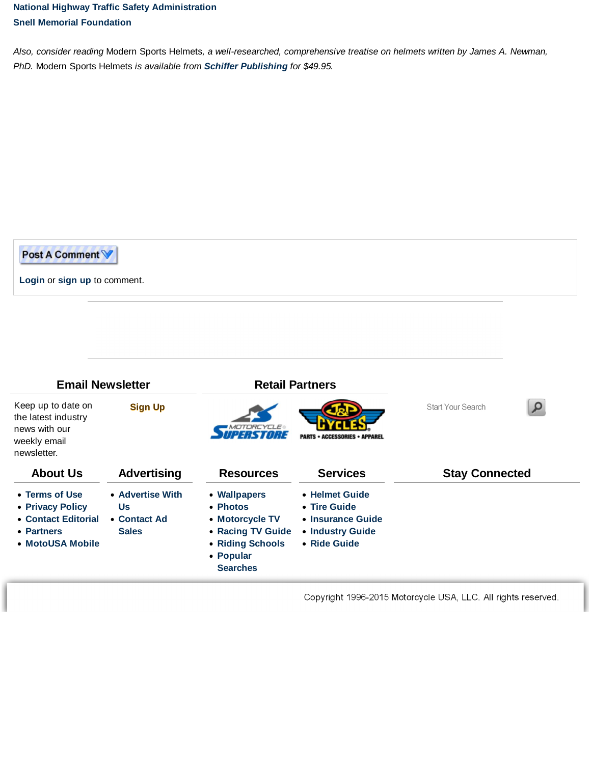**National Highway Traffic Safety Administration**
**Snell Memorial Foundation**

*Also, consider reading* Modern Sports Helmets*, a well-researched, comprehensive treatise on helmets written by James A. Newman, PhD.* Modern Sports Helmets *is available from* ***Schiffer Publishing*** *for $49.95.*

Post A Comment

**Login** or **sign up** to comment.

## Email Newsletter

Keep up to date on the latest industry news with our weekly email newsletter.

**Sign Up**

## Retail Partners

Start Your Search

## About Us

- Terms of Use
- Privacy Policy
- Contact Editorial
- Partners
- MotoUSA Mobile

## Advertising

- Advertise With Us
- Contact Ad Sales

## Resources

- Wallpapers
- Photos
- Motorcycle TV
- Racing TV Guide
- Riding Schools
- Popular Searches

## Services

- Helmet Guide
- Tire Guide
- Insurance Guide
- Industry Guide
- Ride Guide

## Stay Connected

Copyright 1996-2015 Motorcycle USA, LLC. All rights reserved.